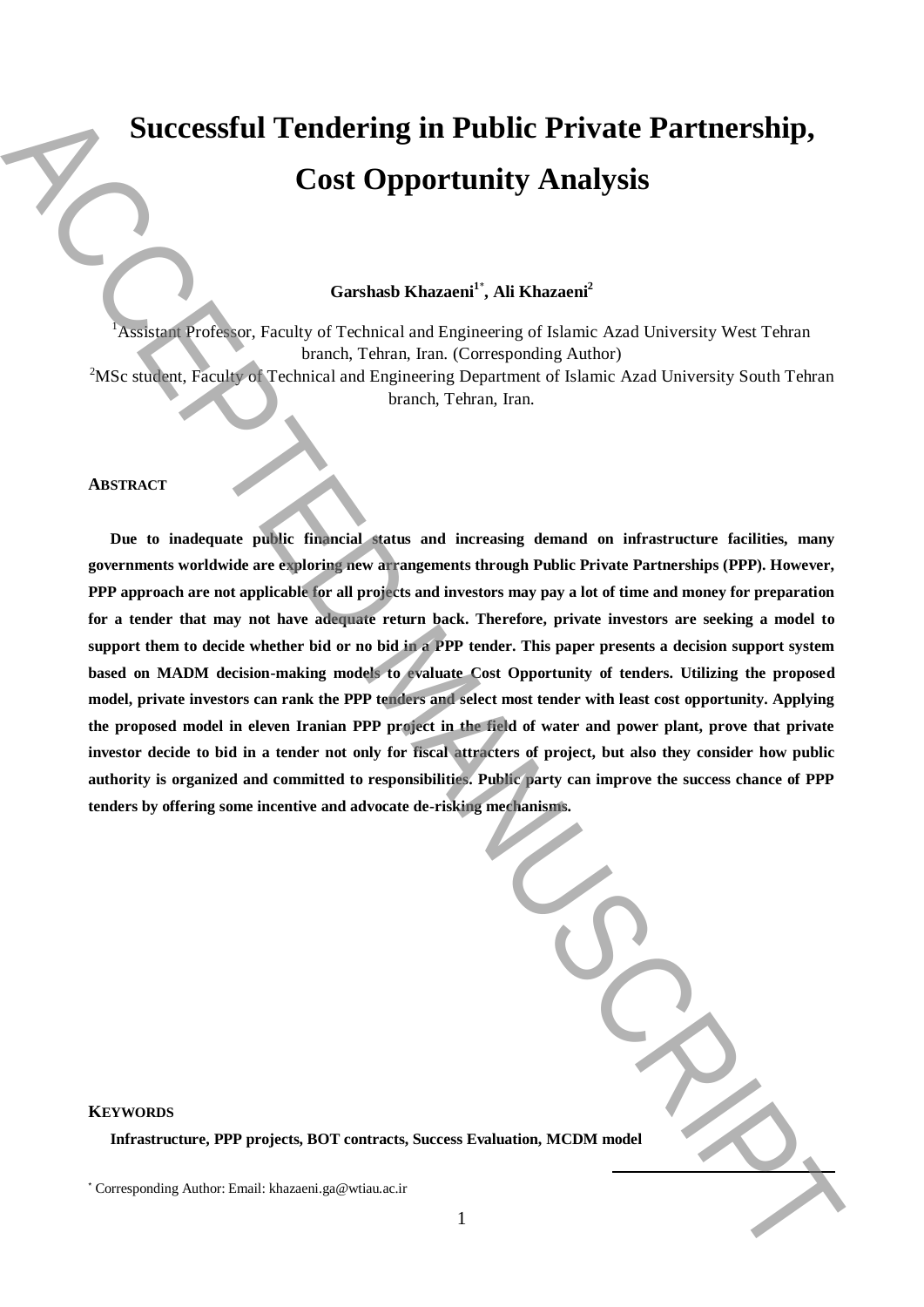# Successful Tendering in Public Private Partnership, Cost Opportunity Analysis

**Garshasb Khazaeni[1*], Ali Khazaeni[2]**

[1]Assistant Professor, Faculty of Technical and Engineering of Islamic Azad University West Tehran branch, Tehran, Iran. (Corresponding Author)
[2]MSc student, Faculty of Technical and Engineering Department of Islamic Azad University South Tehran branch, Tehran, Iran.

## ABSTRACT

**Due to inadequate public financial status and increasing demand on infrastructure facilities, many governments worldwide are exploring new arrangements through Public Private Partnerships (PPP). However, PPP approach are not applicable for all projects and investors may pay a lot of time and money for preparation for a tender that may not have adequate return back. Therefore, private investors are seeking a model to support them to decide whether bid or no bid in a PPP tender. This paper presents a decision support system based on MADM decision-making models to evaluate Cost Opportunity of tenders. Utilizing the proposed model, private investors can rank the PPP tenders and select most tender with least cost opportunity. Applying the proposed model in eleven Iranian PPP project in the field of water and power plant, prove that private investor decide to bid in a tender not only for fiscal attracters of project, but also they consider how public authority is organized and committed to responsibilities. Public party can improve the success chance of PPP tenders by offering some incentive and advocate de-risking mechanisms.**

## KEYWORDS

**Infrastructure, PPP projects, BOT contracts, Success Evaluation, MCDM model**

[*] Corresponding Author: Email: khazaeni.ga@wtiau.ac.ir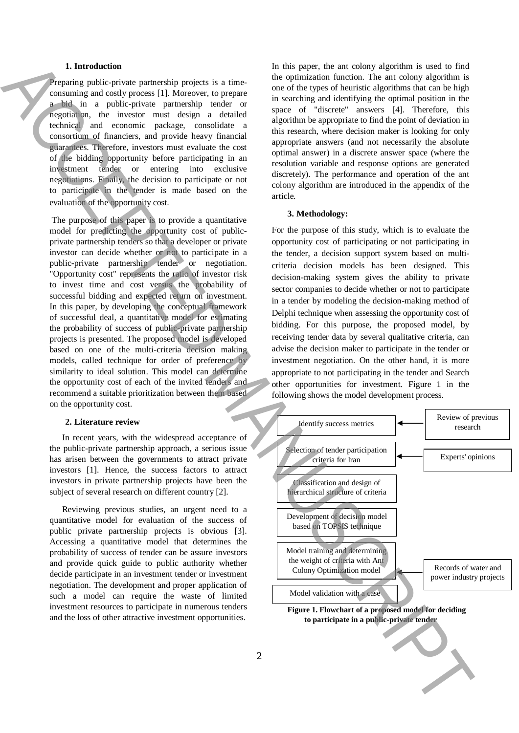## 1. Introduction

Preparing public-private partnership projects is a time-consuming and costly process [1]. Moreover, to prepare a bid in a public-private partnership tender or negotiation, the investor must design a detailed technical and economic package, consolidate a consortium of financiers, and provide heavy financial guarantees. Therefore, investors must evaluate the cost of the bidding opportunity before participating in an investment tender or entering into exclusive negotiations. Finally, the decision to participate or not to participate in the tender is made based on the evaluation of the opportunity cost.

The purpose of this paper is to provide a quantitative model for predicting the opportunity cost of public-private partnership tenders so that a developer or private investor can decide whether or not to participate in a public-private partnership tender or negotiation. "Opportunity cost" represents the ratio of investor risk to invest time and cost versus the probability of successful bidding and expected return on investment. In this paper, by developing the conceptual framework of successful deal, a quantitative model for estimating the probability of success of public-private partnership projects is presented. The proposed model is developed based on one of the multi-criteria decision making models, called technique for order of preference by similarity to ideal solution. This model can determine the opportunity cost of each of the invited tenders and recommend a suitable prioritization between them based on the opportunity cost.

## 2. Literature review

In recent years, with the widespread acceptance of the public-private partnership approach, a serious issue has arisen between the governments to attract private investors [1]. Hence, the success factors to attract investors in private partnership projects have been the subject of several research on different country [2].

Reviewing previous studies, an urgent need to a quantitative model for evaluation of the success of public private partnership projects is obvious [3]. Accessing a quantitative model that determines the probability of success of tender can be assure investors and provide quick guide to public authority whether decide participate in an investment tender or investment negotiation. The development and proper application of such a model can require the waste of limited investment resources to participate in numerous tenders and the loss of other attractive investment opportunities.

In this paper, the ant colony algorithm is used to find the optimization function. The ant colony algorithm is one of the types of heuristic algorithms that can be high in searching and identifying the optimal position in the space of "discrete" answers [4]. Therefore, this algorithm be appropriate to find the point of deviation in this research, where decision maker is looking for only appropriate answers (and not necessarily the absolute optimal answer) in a discrete answer space (where the resolution variable and response options are generated discretely). The performance and operation of the ant colony algorithm are introduced in the appendix of the article.

## 3. Methodology:

For the purpose of this study, which is to evaluate the opportunity cost of participating or not participating in the tender, a decision support system based on multi-criteria decision models has been designed. This decision-making system gives the ability to private sector companies to decide whether or not to participate in a tender by modeling the decision-making method of Delphi technique when assessing the opportunity cost of bidding. For this purpose, the proposed model, by receiving tender data by several qualitative criteria, can advise the decision maker to participate in the tender or investment negotiation. On the other hand, it is more appropriate to not participating in the tender and Search other opportunities for investment. Figure 1 in the following shows the model development process.

Identify success metrics ← Review of previous research

Selection of tender participation criteria for Iran ← Experts' opinions

Classification and design of hierarchical structure of criteria

Development of decision model based on TOPSIS technique

Model training and determining the weight of criteria with Ant Colony Optimization model ← Records of water and power industry projects

Model validation with a case

**Figure 1. Flowchart of a proposed model for deciding to participate in a public-private tender**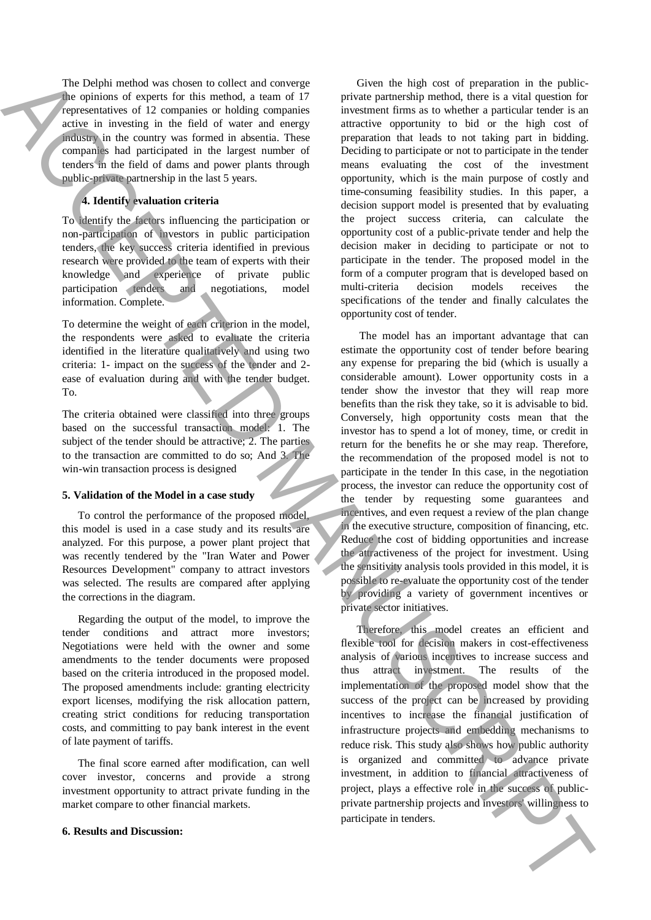The Delphi method was chosen to collect and converge the opinions of experts for this method, a team of 17 representatives of 12 companies or holding companies active in investing in the field of water and energy industry in the country was formed in absentia. These companies had participated in the largest number of tenders in the field of dams and power plants through public-private partnership in the last 5 years.

## 4. Identify evaluation criteria

To identify the factors influencing the participation or non-participation of investors in public participation tenders, the key success criteria identified in previous research were provided to the team of experts with their knowledge and experience of private public participation tenders and negotiations, model information. Complete.

To determine the weight of each criterion in the model, the respondents were asked to evaluate the criteria identified in the literature qualitatively and using two criteria: 1- impact on the success of the tender and 2- ease of evaluation during and with the tender budget. To.

The criteria obtained were classified into three groups based on the successful transaction model: 1. The subject of the tender should be attractive; 2. The parties to the transaction are committed to do so; And 3. The win-win transaction process is designed

## 5. Validation of the Model in a case study

To control the performance of the proposed model, this model is used in a case study and its results are analyzed. For this purpose, a power plant project that was recently tendered by the "Iran Water and Power Resources Development" company to attract investors was selected. The results are compared after applying the corrections in the diagram.

Regarding the output of the model, to improve the tender conditions and attract more investors; Negotiations were held with the owner and some amendments to the tender documents were proposed based on the criteria introduced in the proposed model. The proposed amendments include: granting electricity export licenses, modifying the risk allocation pattern, creating strict conditions for reducing transportation costs, and committing to pay bank interest in the event of late payment of tariffs.

The final score earned after modification, can well cover investor, concerns and provide a strong investment opportunity to attract private funding in the market compare to other financial markets.

## 6. Results and Discussion:

Given the high cost of preparation in the public-private partnership method, there is a vital question for investment firms as to whether a particular tender is an attractive opportunity to bid or the high cost of preparation that leads to not taking part in bidding. Deciding to participate or not to participate in the tender means evaluating the cost of the investment opportunity, which is the main purpose of costly and time-consuming feasibility studies. In this paper, a decision support model is presented that by evaluating the project success criteria, can calculate the opportunity cost of a public-private tender and help the decision maker in deciding to participate or not to participate in the tender. The proposed model in the form of a computer program that is developed based on multi-criteria decision models receives the specifications of the tender and finally calculates the opportunity cost of tender.

The model has an important advantage that can estimate the opportunity cost of tender before bearing any expense for preparing the bid (which is usually a considerable amount). Lower opportunity costs in a tender show the investor that they will reap more benefits than the risk they take, so it is advisable to bid. Conversely, high opportunity costs mean that the investor has to spend a lot of money, time, or credit in return for the benefits he or she may reap. Therefore, the recommendation of the proposed model is not to participate in the tender In this case, in the negotiation process, the investor can reduce the opportunity cost of the tender by requesting some guarantees and incentives, and even request a review of the plan change in the executive structure, composition of financing, etc. Reduce the cost of bidding opportunities and increase the attractiveness of the project for investment. Using the sensitivity analysis tools provided in this model, it is possible to re-evaluate the opportunity cost of the tender by providing a variety of government incentives or private sector initiatives.

Therefore, this model creates an efficient and flexible tool for decision makers in cost-effectiveness analysis of various incentives to increase success and thus attract investment. The results of the implementation of the proposed model show that the success of the project can be increased by providing incentives to increase the financial justification of infrastructure projects and embedding mechanisms to reduce risk. This study also shows how public authority is organized and committed to advance private investment, in addition to financial attractiveness of project, plays a effective role in the success of public-private partnership projects and investors' willingness to participate in tenders.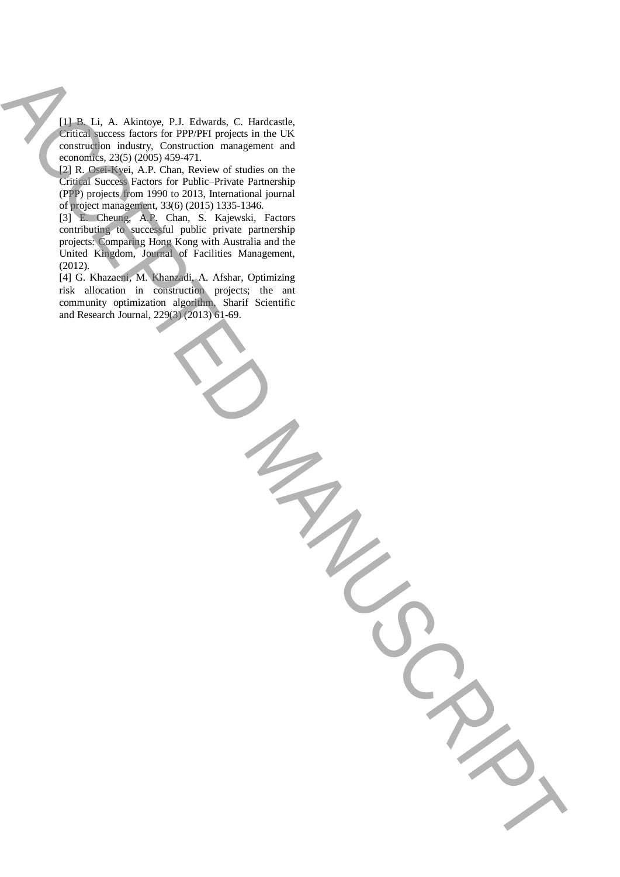[1] B. Li, A. Akintoye, P.J. Edwards, C. Hardcastle, Critical success factors for PPP/PFI projects in the UK construction industry, Construction management and economics, 23(5) (2005) 459-471.

[2] R. Osei-Kyei, A.P. Chan, Review of studies on the Critical Success Factors for Public–Private Partnership (PPP) projects from 1990 to 2013, International journal of project management, 33(6) (2015) 1335-1346.

[3] E. Cheung, A.P. Chan, S. Kajewski, Factors contributing to successful public private partnership projects: Comparing Hong Kong with Australia and the United Kingdom, Journal of Facilities Management, (2012).

[4] G. Khazaeni, M. Khanzadi, A. Afshar, Optimizing risk allocation in construction projects; the ant community optimization algorithm, Sharif Scientific and Research Journal, 229(3) (2013) 61-69.